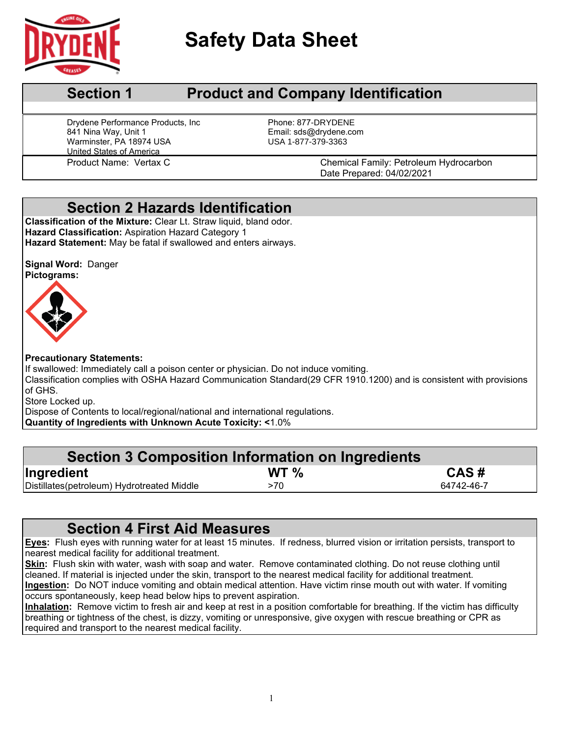# Safety Data Sheet

## Section 1 Product and Company Identification

Drydene Performance Products, Inc
841 Nina Way, Unit 1
Warminster, PA 18974 USA
United States of America

Phone: 877-DRYDENE
Email: sds@drydene.com
USA 1-877-379-3363

Product Name: Vertax C

Chemical Family: Petroleum Hydrocarbon
Date Prepared: 04/02/2021

## Section 2 Hazards Identification

**Classification of the Mixture:** Clear Lt. Straw liquid, bland odor.
**Hazard Classification:** Aspiration Hazard Category 1
**Hazard Statement:** May be fatal if swallowed and enters airways.

**Signal Word:** Danger
**Pictograms:**

**Precautionary Statements:**
If swallowed: Immediately call a poison center or physician. Do not induce vomiting.
Classification complies with OSHA Hazard Communication Standard(29 CFR 1910.1200) and is consistent with provisions of GHS.
Store Locked up.
Dispose of Contents to local/regional/national and international regulations.
**Quantity of Ingredients with Unknown Acute Toxicity:** **<**1.0%

## Section 3 Composition Information on Ingredients

| Ingredient | WT % | CAS # |
|---|---|---|
| Distillates(petroleum) Hydrotreated Middle | >70 | 64742-46-7 |

## Section 4 First Aid Measures

**Eyes:** Flush eyes with running water for at least 15 minutes. If redness, blurred vision or irritation persists, transport to nearest medical facility for additional treatment.
**Skin:** Flush skin with water, wash with soap and water. Remove contaminated clothing. Do not reuse clothing until cleaned. If material is injected under the skin, transport to the nearest medical facility for additional treatment.
**Ingestion:** Do NOT induce vomiting and obtain medical attention. Have victim rinse mouth out with water. If vomiting occurs spontaneously, keep head below hips to prevent aspiration.
**Inhalation:** Remove victim to fresh air and keep at rest in a position comfortable for breathing. If the victim has difficulty breathing or tightness of the chest, is dizzy, vomiting or unresponsive, give oxygen with rescue breathing or CPR as required and transport to the nearest medical facility.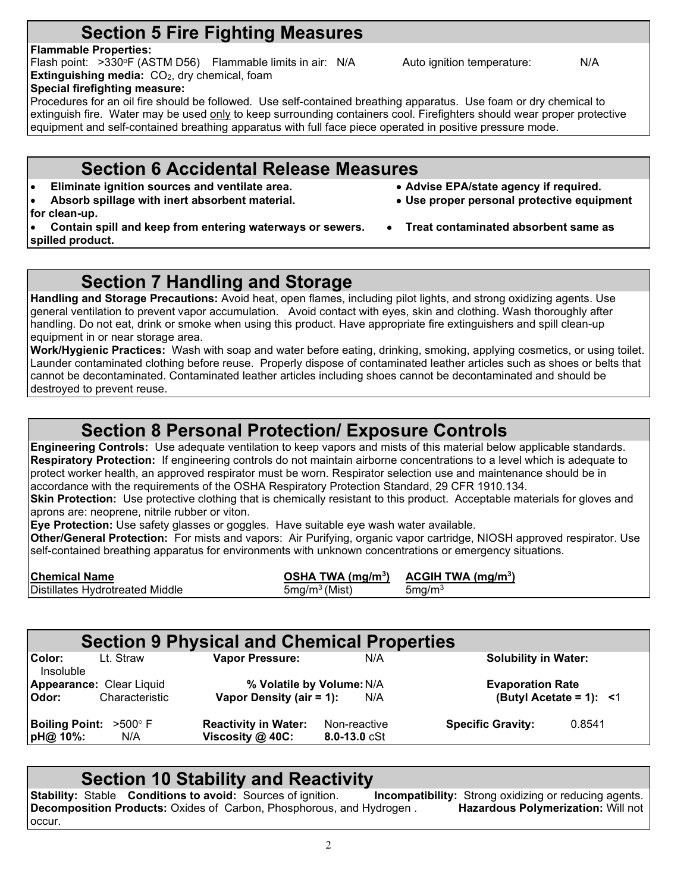## Section 5 Fire Fighting Measures

**Flammable Properties:**

Flash point: >330°F (ASTM D56) Flammable limits in air: N/A Auto ignition temperature: N/A

**Extinguishing media:** $CO_2$, dry chemical, foam

**Special firefighting measure:**

Procedures for an oil fire should be followed. Use self-contained breathing apparatus. Use foam or dry chemical to extinguish fire. Water may be used only to keep surrounding containers cool. Firefighters should wear proper protective equipment and self-contained breathing apparatus with full face piece operated in positive pressure mode.

## Section 6 Accidental Release Measures

- **Eliminate ignition sources and ventilate area.**
- **Advise EPA/state agency if required.**
- **Absorb spillage with inert absorbent material.**
- **Use proper personal protective equipment for clean-up.**
- **Contain spill and keep from entering waterways or sewers.**
- **Treat contaminated absorbent same as spilled product.**

## Section 7 Handling and Storage

**Handling and Storage Precautions:** Avoid heat, open flames, including pilot lights, and strong oxidizing agents. Use general ventilation to prevent vapor accumulation. Avoid contact with eyes, skin and clothing. Wash thoroughly after handling. Do not eat, drink or smoke when using this product. Have appropriate fire extinguishers and spill clean-up equipment in or near storage area.

**Work/Hygienic Practices:** Wash with soap and water before eating, drinking, smoking, applying cosmetics, or using toilet. Launder contaminated clothing before reuse. Properly dispose of contaminated leather articles such as shoes or belts that cannot be decontaminated. Contaminated leather articles including shoes cannot be decontaminated and should be destroyed to prevent reuse.

## Section 8 Personal Protection/ Exposure Controls

**Engineering Controls:** Use adequate ventilation to keep vapors and mists of this material below applicable standards.

**Respiratory Protection:** If engineering controls do not maintain airborne concentrations to a level which is adequate to protect worker health, an approved respirator must be worn. Respirator selection use and maintenance should be in accordance with the requirements of the OSHA Respiratory Protection Standard, 29 CFR 1910.134.

**Skin Protection:** Use protective clothing that is chemically resistant to this product. Acceptable materials for gloves and aprons are: neoprene, nitrile rubber or viton.

**Eye Protection:** Use safety glasses or goggles. Have suitable eye wash water available.

**Other/General Protection:** For mists and vapors: Air Purifying, organic vapor cartridge, NIOSH approved respirator. Use self-contained breathing apparatus for environments with unknown concentrations or emergency situations.

| Chemical Name | OSHA TWA ($mg/m^3$) | ACGIH TWA ($mg/m^3$) |
|---|---|---|
| Distillates Hydrotreated Middle | $5 mg/m^3$ (Mist) | $5 mg/m^3$ |

## Section 9 Physical and Chemical Properties

| | | | | | |
|---|---|---|---|---|---|
| **Color:** | Lt. Straw | **Vapor Pressure:** | N/A | **Solubility in Water:** | Insoluble |
| **Appearance:** | Clear Liquid | **% Volatile by Volume:** | N/A | **Evaporation Rate (Butyl Acetate = 1):** | <1 |
| **Odor:** | Characteristic | **Vapor Density (air = 1):** | N/A | | |
| **Boiling Point:** | >500° F | **Reactivity in Water:** | Non-reactive | **Specific Gravity:** | 0.8541 |
| **pH@ 10%:** | N/A | **Viscosity @ 40C:** | **8.0-13.0** cSt | | |

## Section 10 Stability and Reactivity

**Stability:** Stable **Conditions to avoid:** Sources of ignition. **Incompatibility:** Strong oxidizing or reducing agents.

**Decomposition Products:** Oxides of Carbon, Phosphorous, and Hydrogen . **Hazardous Polymerization:** Will not occur.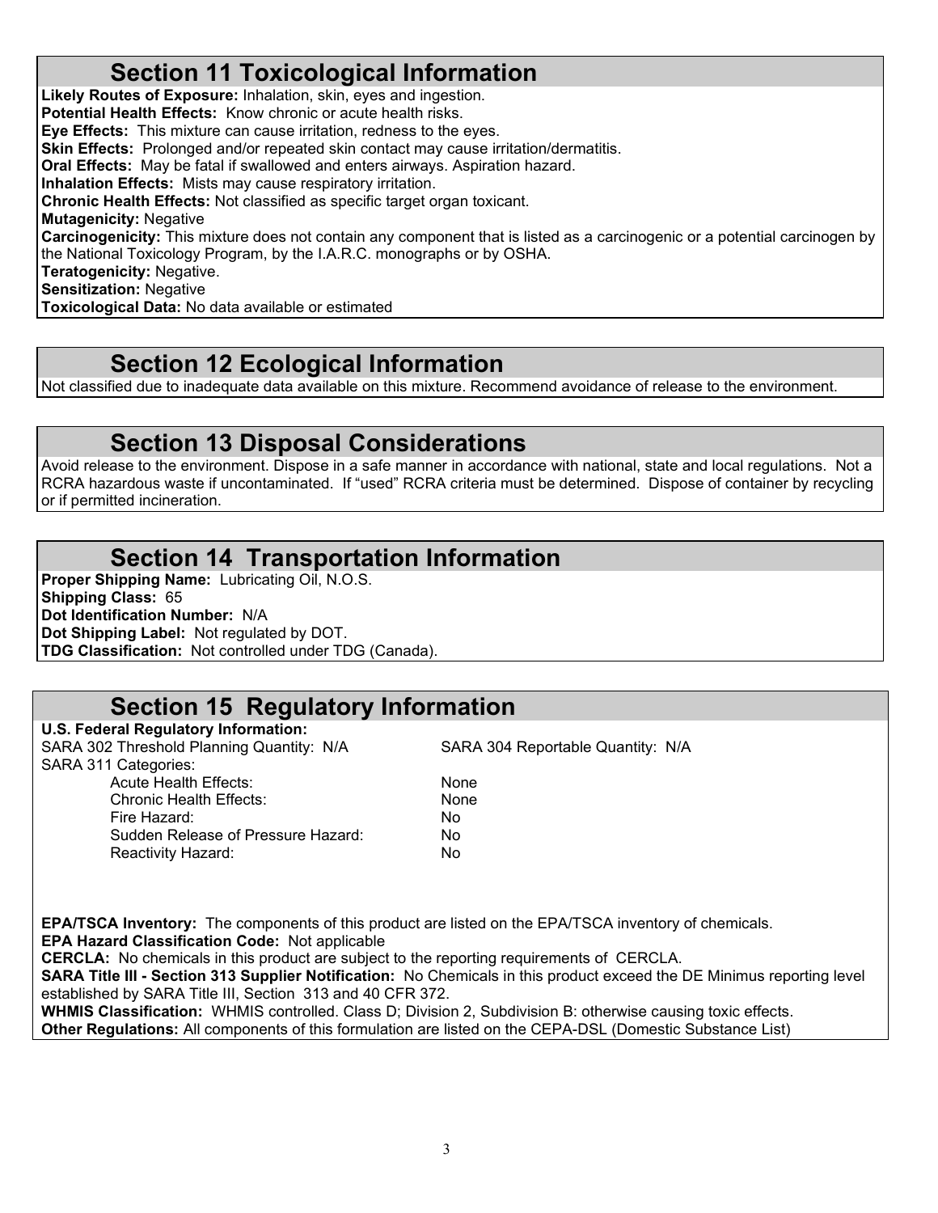## Section 11 Toxicological Information

**Likely Routes of Exposure:** Inhalation, skin, eyes and ingestion.
**Potential Health Effects:** Know chronic or acute health risks.
**Eye Effects:** This mixture can cause irritation, redness to the eyes.
**Skin Effects:** Prolonged and/or repeated skin contact may cause irritation/dermatitis.
**Oral Effects:** May be fatal if swallowed and enters airways. Aspiration hazard.
**Inhalation Effects:** Mists may cause respiratory irritation.
**Chronic Health Effects:** Not classified as specific target organ toxicant.
**Mutagenicity:** Negative
**Carcinogenicity:** This mixture does not contain any component that is listed as a carcinogenic or a potential carcinogen by the National Toxicology Program, by the I.A.R.C. monographs or by OSHA.
**Teratogenicity:** Negative.
**Sensitization:** Negative
**Toxicological Data:** No data available or estimated

## Section 12 Ecological Information

Not classified due to inadequate data available on this mixture. Recommend avoidance of release to the environment.

## Section 13 Disposal Considerations

Avoid release to the environment. Dispose in a safe manner in accordance with national, state and local regulations. Not a RCRA hazardous waste if uncontaminated. If "used" RCRA criteria must be determined. Dispose of container by recycling or if permitted incineration.

## Section 14 Transportation Information

**Proper Shipping Name:** Lubricating Oil, N.O.S.
**Shipping Class:** 65
**Dot Identification Number:** N/A
**Dot Shipping Label:** Not regulated by DOT.
**TDG Classification:** Not controlled under TDG (Canada).

## Section 15 Regulatory Information

**U.S. Federal Regulatory Information:**
SARA 302 Threshold Planning Quantity: N/A    SARA 304 Reportable Quantity: N/A
SARA 311 Categories:

| | |
|---|---|
| Acute Health Effects: | None |
| Chronic Health Effects: | None |
| Fire Hazard: | No |
| Sudden Release of Pressure Hazard: | No |
| Reactivity Hazard: | No |

**EPA/TSCA Inventory:** The components of this product are listed on the EPA/TSCA inventory of chemicals.
**EPA Hazard Classification Code:** Not applicable
**CERCLA:** No chemicals in this product are subject to the reporting requirements of CERCLA.
**SARA Title III - Section 313 Supplier Notification:** No Chemicals in this product exceed the DE Minimus reporting level established by SARA Title III, Section 313 and 40 CFR 372.
**WHMIS Classification:** WHMIS controlled. Class D; Division 2, Subdivision B: otherwise causing toxic effects.
**Other Regulations:** All components of this formulation are listed on the CEPA-DSL (Domestic Substance List)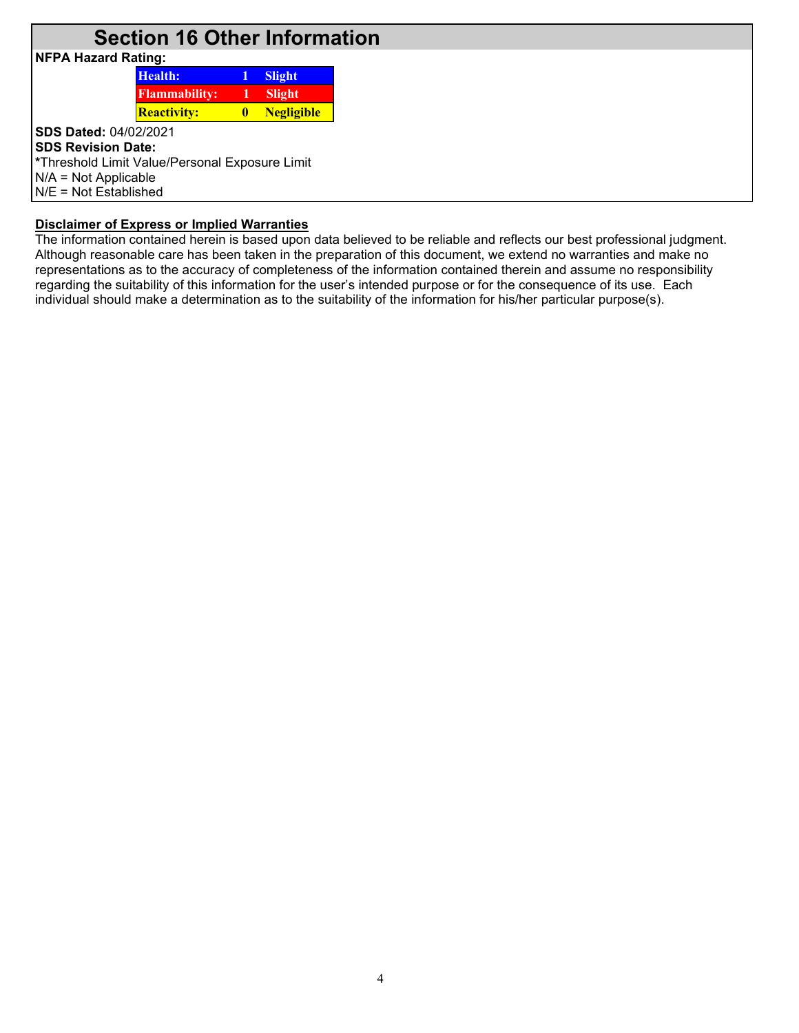# Section 16 Other Information

**NFPA Hazard Rating:**

| | | |
|---|---|---|
| **Health:** | **1** | **Slight** |
| **Flammability:** | **1** | **Slight** |
| **Reactivity:** | **0** | **Negligible** |

**SDS Dated:** 04/02/2021

**SDS Revision Date:**

*Threshold Limit Value/Personal Exposure Limit

N/A = Not Applicable

N/E = Not Established

**Disclaimer of Express or Implied Warranties**

The information contained herein is based upon data believed to be reliable and reflects our best professional judgment. Although reasonable care has been taken in the preparation of this document, we extend no warranties and make no representations as to the accuracy of completeness of the information contained therein and assume no responsibility regarding the suitability of this information for the user's intended purpose or for the consequence of its use. Each individual should make a determination as to the suitability of the information for his/her particular purpose(s).